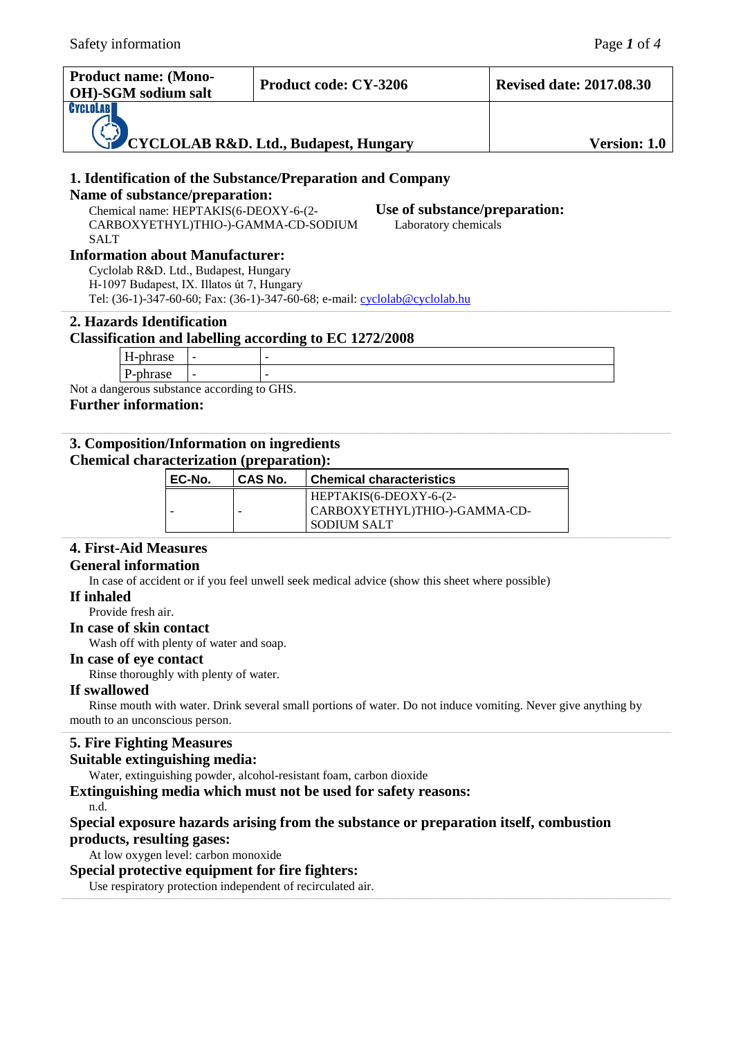| Product name: (Mono-OH)-SGM sodium salt | Product code: CY-3206 | Revised date: 2017.08.30 |
|---|---|---|
| CYCLOLAB R&D. Ltd., Budapest, Hungary | | Version: 1.0 |

## 1. Identification of the Substance/Preparation and Company

### Name of substance/preparation:

Chemical name: HEPTAKIS(6-DEOXY-6-(2-CARBOXYETHYL)THIO-)-GAMMA-CD-SODIUM SALT

### Use of substance/preparation:

Laboratory chemicals

### Information about Manufacturer:

Cyclolab R&D. Ltd., Budapest, Hungary
H-1097 Budapest, IX. Illatos út 7, Hungary
Tel: (36-1)-347-60-60; Fax: (36-1)-347-60-68; e-mail: cyclolab@cyclolab.hu

## 2. Hazards Identification

### Classification and labelling according to EC 1272/2008

| H-phrase | - | - |
|---|---|---|
| P-phrase | - | - |

Not a dangerous substance according to GHS.

### Further information:

## 3. Composition/Information on ingredients

### Chemical characterization (preparation):

| EC-No. | CAS No. | Chemical characteristics |
|---|---|---|
| - | - | HEPTAKIS(6-DEOXY-6-(2-CARBOXYETHYL)THIO-)-GAMMA-CD-SODIUM SALT |

## 4. First-Aid Measures

### General information

In case of accident or if you feel unwell seek medical advice (show this sheet where possible)

### If inhaled

Provide fresh air.

### In case of skin contact

Wash off with plenty of water and soap.

### In case of eye contact

Rinse thoroughly with plenty of water.

### If swallowed

Rinse mouth with water. Drink several small portions of water. Do not induce vomiting. Never give anything by mouth to an unconscious person.

## 5. Fire Fighting Measures

### Suitable extinguishing media:

Water, extinguishing powder, alcohol-resistant foam, carbon dioxide

### Extinguishing media which must not be used for safety reasons:

n.d.

### Special exposure hazards arising from the substance or preparation itself, combustion products, resulting gases:

At low oxygen level: carbon monoxide

### Special protective equipment for fire fighters:

Use respiratory protection independent of recirculated air.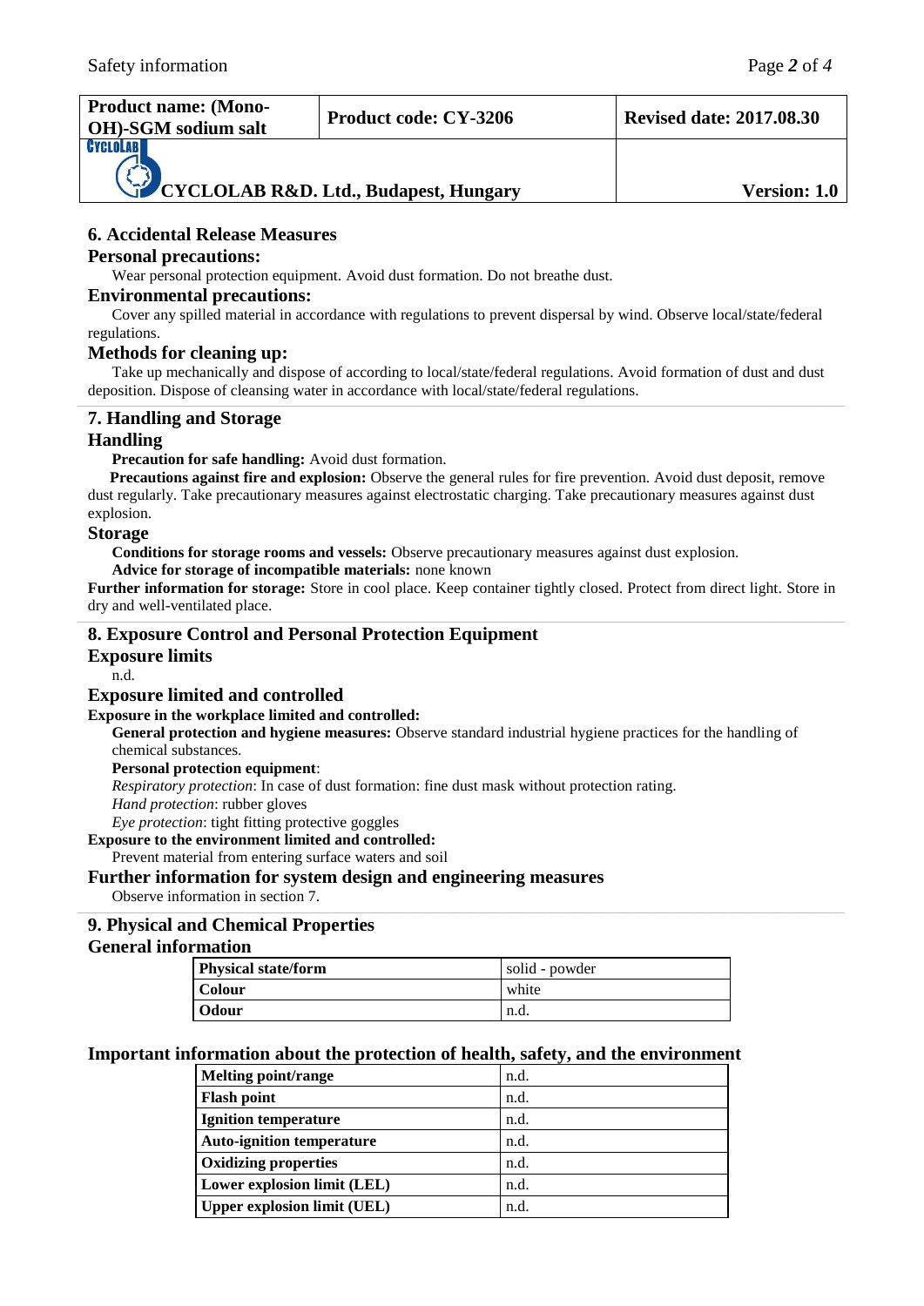| Product name: (Mono-OH)-SGM sodium salt | Product code: CY-3206 | Revised date: 2017.08.30 |
|---|---|---|
| CYCLOLAB R&D. Ltd., Budapest, Hungary | | Version: 1.0 |

## 6. Accidental Release Measures

### Personal precautions:

Wear personal protection equipment. Avoid dust formation. Do not breathe dust.

### Environmental precautions:

Cover any spilled material in accordance with regulations to prevent dispersal by wind. Observe local/state/federal regulations.

### Methods for cleaning up:

Take up mechanically and dispose of according to local/state/federal regulations. Avoid formation of dust and dust deposition. Dispose of cleansing water in accordance with local/state/federal regulations.

## 7. Handling and Storage

### Handling

**Precaution for safe handling:** Avoid dust formation.

**Precautions against fire and explosion:** Observe the general rules for fire prevention. Avoid dust deposit, remove dust regularly. Take precautionary measures against electrostatic charging. Take precautionary measures against dust explosion.

### Storage

**Conditions for storage rooms and vessels:** Observe precautionary measures against dust explosion.

**Advice for storage of incompatible materials:** none known

**Further information for storage:** Store in cool place. Keep container tightly closed. Protect from direct light. Store in dry and well-ventilated place.

## 8. Exposure Control and Personal Protection Equipment

### Exposure limits

n.d.

### Exposure limited and controlled

**Exposure in the workplace limited and controlled:**

**General protection and hygiene measures:** Observe standard industrial hygiene practices for the handling of chemical substances.

**Personal protection equipment**:

*Respiratory protection*: In case of dust formation: fine dust mask without protection rating.

*Hand protection*: rubber gloves

*Eye protection*: tight fitting protective goggles

**Exposure to the environment limited and controlled:**

Prevent material from entering surface waters and soil

### Further information for system design and engineering measures

Observe information in section 7.

## 9. Physical and Chemical Properties

### General information

| Physical state/form | solid - powder |
|---|---|
| Colour | white |
| Odour | n.d. |

### Important information about the protection of health, safety, and the environment

| Melting point/range | n.d. |
|---|---|
| Flash point | n.d. |
| Ignition temperature | n.d. |
| Auto-ignition temperature | n.d. |
| Oxidizing properties | n.d. |
| Lower explosion limit (LEL) | n.d. |
| Upper explosion limit (UEL) | n.d. |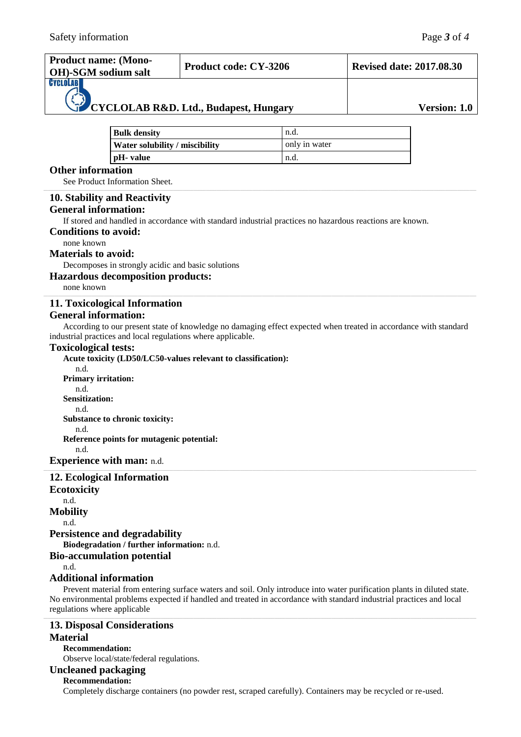| Bulk density | n.d. |
|---|---|
| Water solubility / miscibility | only in water |
| pH- value | n.d. |

## Other information

See Product Information Sheet.

## 10. Stability and Reactivity

### General information:

If stored and handled in accordance with standard industrial practices no hazardous reactions are known.

### Conditions to avoid:

none known

### Materials to avoid:

Decomposes in strongly acidic and basic solutions

### Hazardous decomposition products:

none known

## 11. Toxicological Information

### General information:

According to our present state of knowledge no damaging effect expected when treated in accordance with standard industrial practices and local regulations where applicable.

### Toxicological tests:

**Acute toxicity (LD50/LC50-values relevant to classification):**

n.d.

**Primary irritation:**

n.d.

**Sensitization:**

n.d.

**Substance to chronic toxicity:**

n.d.

**Reference points for mutagenic potential:**

n.d.

**Experience with man:** n.d.

## 12. Ecological Information

### Ecotoxicity

n.d.

### Mobility

n.d.

### Persistence and degradability

**Biodegradation / further information:** n.d.

### Bio-accumulation potential

n.d.

### Additional information

Prevent material from entering surface waters and soil. Only introduce into water purification plants in diluted state. No environmental problems expected if handled and treated in accordance with standard industrial practices and local regulations where applicable

## 13. Disposal Considerations

### Material

**Recommendation:**

Observe local/state/federal regulations.

### Uncleaned packaging

**Recommendation:**

Completely discharge containers (no powder rest, scraped carefully). Containers may be recycled or re-used.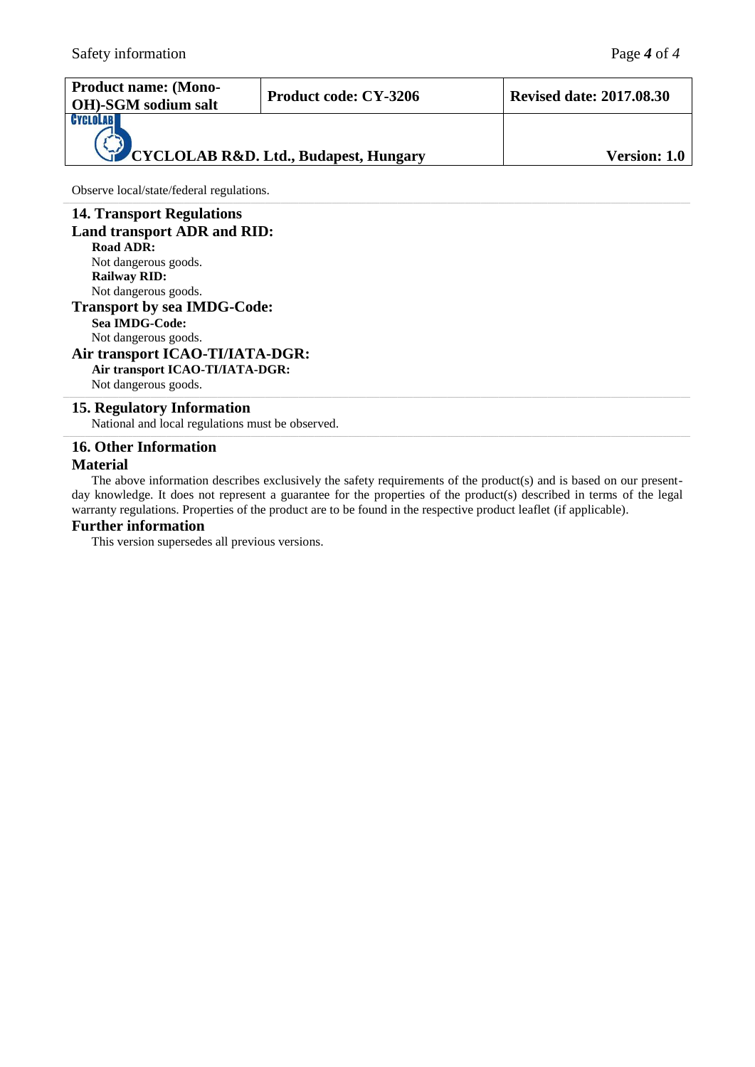Observe local/state/federal regulations.

## 14. Transport Regulations

### Land transport ADR and RID:

**Road ADR:**
Not dangerous goods.
**Railway RID:**
Not dangerous goods.

### Transport by sea IMDG-Code:

**Sea IMDG-Code:**
Not dangerous goods.

### Air transport ICAO-TI/IATA-DGR:

**Air transport ICAO-TI/IATA-DGR:**
Not dangerous goods.

## 15. Regulatory Information

National and local regulations must be observed.

## 16. Other Information

### Material

The above information describes exclusively the safety requirements of the product(s) and is based on our present-day knowledge. It does not represent a guarantee for the properties of the product(s) described in terms of the legal warranty regulations. Properties of the product are to be found in the respective product leaflet (if applicable).

### Further information

This version supersedes all previous versions.